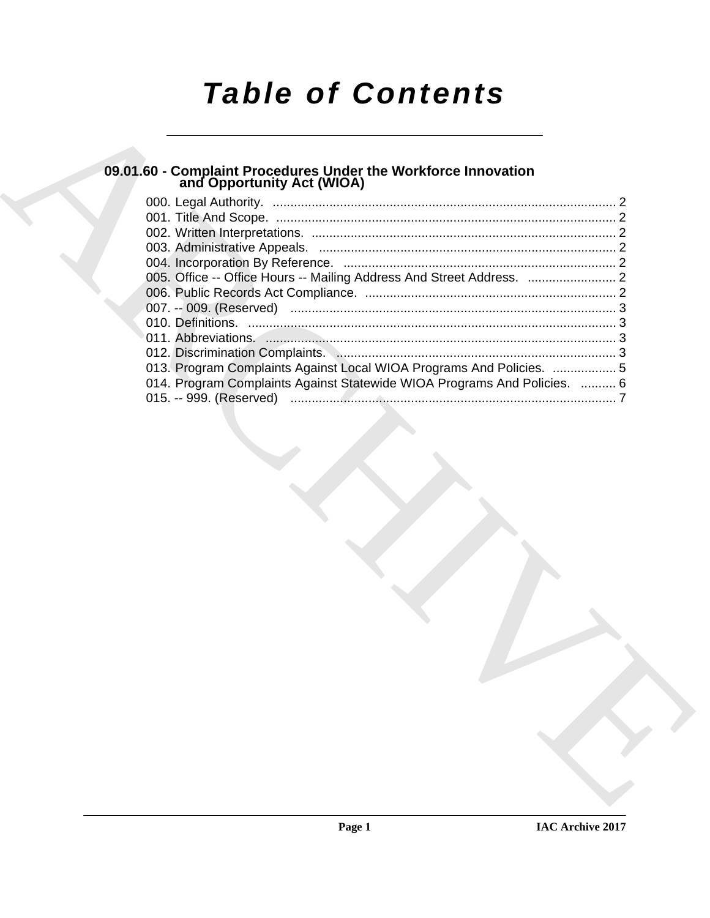# Table of Contents

## 09.01.60 - Complaint Procedures Under the Workforce Innovation and Opportunity Act (WIOA)

000. Legal Authority. .................................................................................................. 2
001. Title And Scope. .................................................................................................. 2
002. Written Interpretations. ........................................................................................ 2
003. Administrative Appeals. ....................................................................................... 2
004. Incorporation By Reference. ................................................................................ 2
005. Office -- Office Hours -- Mailing Address And Street Address. ......................... 2
006. Public Records Act Compliance. ......................................................................... 2
007. -- 009. (Reserved) ................................................................................................ 3
010. Definitions. ........................................................................................................... 3
011. Abbreviations. ...................................................................................................... 3
012. Discrimination Complaints. .................................................................................. 3
013. Program Complaints Against Local WIOA Programs And Policies. .................. 5
014. Program Complaints Against Statewide WIOA Programs And Policies. .......... 6
015. -- 999. (Reserved) ................................................................................................ 7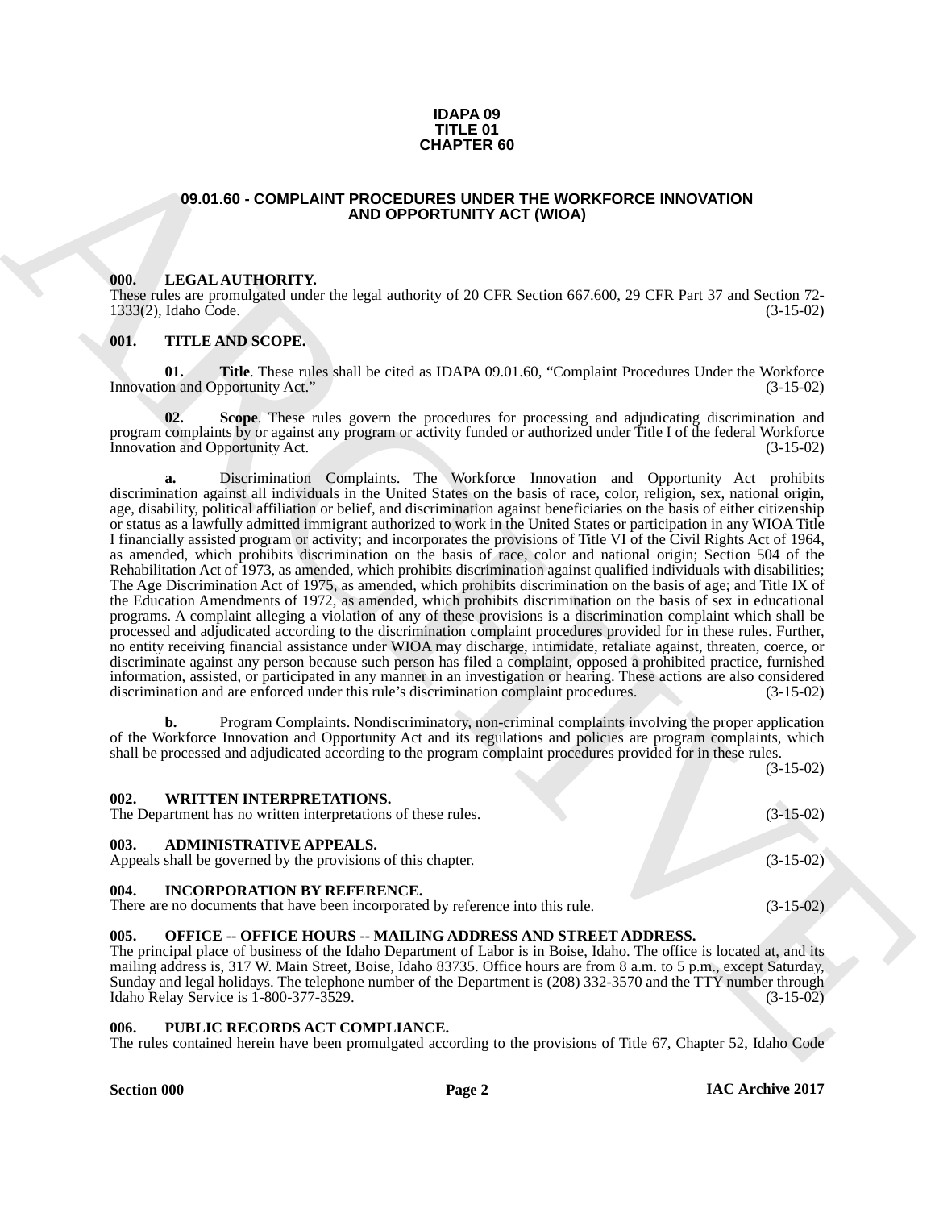**IDAPA 09**
**TITLE 01**
**CHAPTER 60**

# 09.01.60 - COMPLAINT PROCEDURES UNDER THE WORKFORCE INNOVATION AND OPPORTUNITY ACT (WIOA)

### 000. LEGAL AUTHORITY.

These rules are promulgated under the legal authority of 20 CFR Section 667.600, 29 CFR Part 37 and Section 72-1333(2), Idaho Code. (3-15-02)

### 001. TITLE AND SCOPE.

**01. Title**. These rules shall be cited as IDAPA 09.01.60, "Complaint Procedures Under the Workforce Innovation and Opportunity Act." (3-15-02)

**02. Scope**. These rules govern the procedures for processing and adjudicating discrimination and program complaints by or against any program or activity funded or authorized under Title I of the federal Workforce Innovation and Opportunity Act. (3-15-02)

**a.** Discrimination Complaints. The Workforce Innovation and Opportunity Act prohibits discrimination against all individuals in the United States on the basis of race, color, religion, sex, national origin, age, disability, political affiliation or belief, and discrimination against beneficiaries on the basis of either citizenship or status as a lawfully admitted immigrant authorized to work in the United States or participation in any WIOA Title I financially assisted program or activity; and incorporates the provisions of Title VI of the Civil Rights Act of 1964, as amended, which prohibits discrimination on the basis of race, color and national origin; Section 504 of the Rehabilitation Act of 1973, as amended, which prohibits discrimination against qualified individuals with disabilities; The Age Discrimination Act of 1975, as amended, which prohibits discrimination on the basis of age; and Title IX of the Education Amendments of 1972, as amended, which prohibits discrimination on the basis of sex in educational programs. A complaint alleging a violation of any of these provisions is a discrimination complaint which shall be processed and adjudicated according to the discrimination complaint procedures provided for in these rules. Further, no entity receiving financial assistance under WIOA may discharge, intimidate, retaliate against, threaten, coerce, or discriminate against any person because such person has filed a complaint, opposed a prohibited practice, furnished information, assisted, or participated in any manner in an investigation or hearing. These actions are also considered discrimination and are enforced under this rule's discrimination complaint procedures. (3-15-02)

**b.** Program Complaints. Nondiscriminatory, non-criminal complaints involving the proper application of the Workforce Innovation and Opportunity Act and its regulations and policies are program complaints, which shall be processed and adjudicated according to the program complaint procedures provided for in these rules. (3-15-02)

### 002. WRITTEN INTERPRETATIONS.

The Department has no written interpretations of these rules. (3-15-02)

### 003. ADMINISTRATIVE APPEALS.

Appeals shall be governed by the provisions of this chapter. (3-15-02)

### 004. INCORPORATION BY REFERENCE.

There are no documents that have been incorporated by reference into this rule. (3-15-02)

### 005. OFFICE -- OFFICE HOURS -- MAILING ADDRESS AND STREET ADDRESS.

The principal place of business of the Idaho Department of Labor is in Boise, Idaho. The office is located at, and its mailing address is, 317 W. Main Street, Boise, Idaho 83735. Office hours are from 8 a.m. to 5 p.m., except Saturday, Sunday and legal holidays. The telephone number of the Department is (208) 332-3570 and the TTY number through Idaho Relay Service is 1-800-377-3529. (3-15-02)

### 006. PUBLIC RECORDS ACT COMPLIANCE.

The rules contained herein have been promulgated according to the provisions of Title 67, Chapter 52, Idaho Code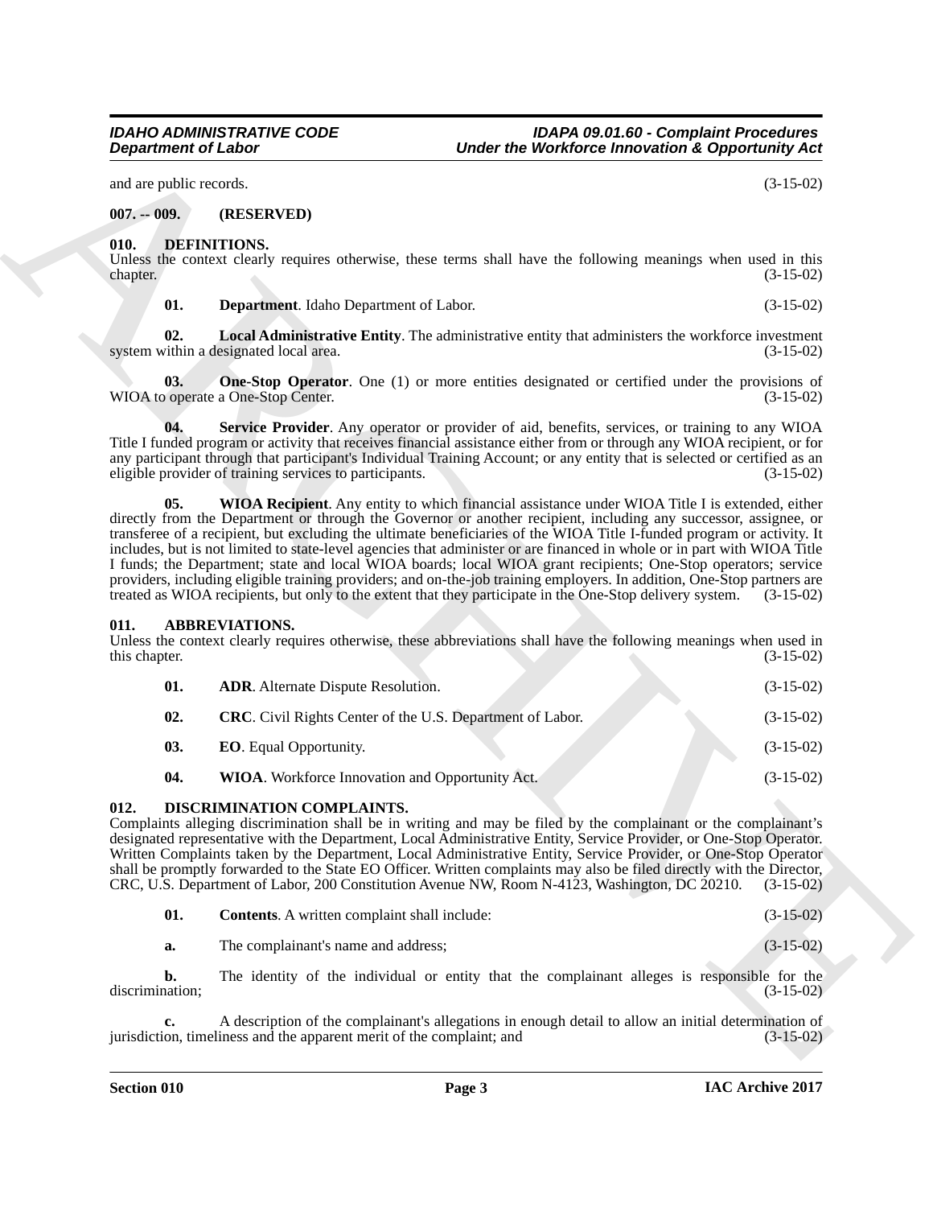and are public records. (3-15-02)

**007. -- 009. (RESERVED)**

**010. DEFINITIONS.**

Unless the context clearly requires otherwise, these terms shall have the following meanings when used in this chapter. (3-15-02)

**01. Department**. Idaho Department of Labor. (3-15-02)

**02. Local Administrative Entity**. The administrative entity that administers the workforce investment system within a designated local area. (3-15-02)

**03. One-Stop Operator**. One (1) or more entities designated or certified under the provisions of WIOA to operate a One-Stop Center. (3-15-02)

**04. Service Provider**. Any operator or provider of aid, benefits, services, or training to any WIOA Title I funded program or activity that receives financial assistance either from or through any WIOA recipient, or for any participant through that participant's Individual Training Account; or any entity that is selected or certified as an eligible provider of training services to participants. (3-15-02)

**05. WIOA Recipient**. Any entity to which financial assistance under WIOA Title I is extended, either directly from the Department or through the Governor or another recipient, including any successor, assignee, or transferee of a recipient, but excluding the ultimate beneficiaries of the WIOA Title I-funded program or activity. It includes, but is not limited to state-level agencies that administer or are financed in whole or in part with WIOA Title I funds; the Department; state and local WIOA boards; local WIOA grant recipients; One-Stop operators; service providers, including eligible training providers; and on-the-job training employers. In addition, One-Stop partners are treated as WIOA recipients, but only to the extent that they participate in the One-Stop delivery system. (3-15-02)

**011. ABBREVIATIONS.**

Unless the context clearly requires otherwise, these abbreviations shall have the following meanings when used in this chapter. (3-15-02)

**01. ADR**. Alternate Dispute Resolution. (3-15-02)

**02. CRC**. Civil Rights Center of the U.S. Department of Labor. (3-15-02)

**03. EO**. Equal Opportunity. (3-15-02)

**04. WIOA**. Workforce Innovation and Opportunity Act. (3-15-02)

**012. DISCRIMINATION COMPLAINTS.**

Complaints alleging discrimination shall be in writing and may be filed by the complainant or the complainant's designated representative with the Department, Local Administrative Entity, Service Provider, or One-Stop Operator. Written Complaints taken by the Department, Local Administrative Entity, Service Provider, or One-Stop Operator shall be promptly forwarded to the State EO Officer. Written complaints may also be filed directly with the Director, CRC, U.S. Department of Labor, 200 Constitution Avenue NW, Room N-4123, Washington, DC 20210. (3-15-02)

**01. Contents**. A written complaint shall include: (3-15-02)

**a.** The complainant's name and address; (3-15-02)

**b.** The identity of the individual or entity that the complainant alleges is responsible for the discrimination; (3-15-02)

**c.** A description of the complainant's allegations in enough detail to allow an initial determination of jurisdiction, timeliness and the apparent merit of the complaint; and (3-15-02)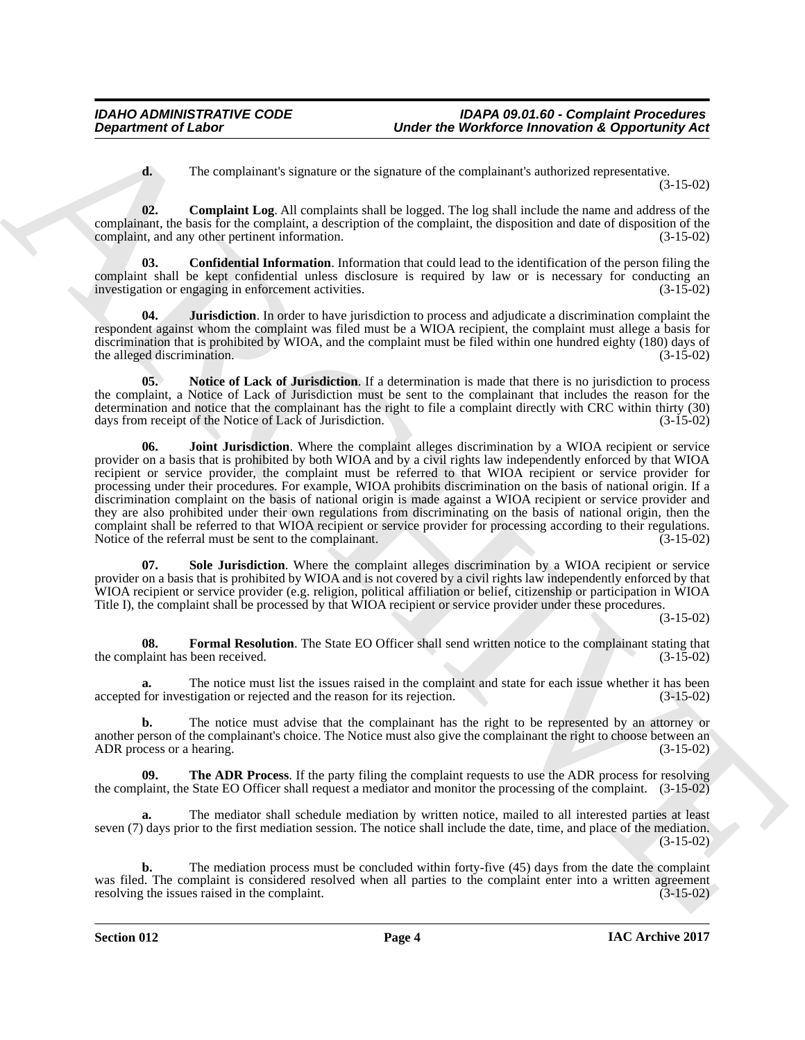**d.** The complainant's signature or the signature of the complainant's authorized representative. (3-15-02)

**02. Complaint Log**. All complaints shall be logged. The log shall include the name and address of the complainant, the basis for the complaint, a description of the complaint, the disposition and date of disposition of the complaint, and any other pertinent information. (3-15-02)

**03. Confidential Information**. Information that could lead to the identification of the person filing the complaint shall be kept confidential unless disclosure is required by law or is necessary for conducting an investigation or engaging in enforcement activities. (3-15-02)

**04. Jurisdiction**. In order to have jurisdiction to process and adjudicate a discrimination complaint the respondent against whom the complaint was filed must be a WIOA recipient, the complaint must allege a basis for discrimination that is prohibited by WIOA, and the complaint must be filed within one hundred eighty (180) days of the alleged discrimination. (3-15-02)

**05. Notice of Lack of Jurisdiction**. If a determination is made that there is no jurisdiction to process the complaint, a Notice of Lack of Jurisdiction must be sent to the complainant that includes the reason for the determination and notice that the complainant has the right to file a complaint directly with CRC within thirty (30) days from receipt of the Notice of Lack of Jurisdiction. (3-15-02)

**06. Joint Jurisdiction**. Where the complaint alleges discrimination by a WIOA recipient or service provider on a basis that is prohibited by both WIOA and by a civil rights law independently enforced by that WIOA recipient or service provider, the complaint must be referred to that WIOA recipient or service provider for processing under their procedures. For example, WIOA prohibits discrimination on the basis of national origin. If a discrimination complaint on the basis of national origin is made against a WIOA recipient or service provider and they are also prohibited under their own regulations from discriminating on the basis of national origin, then the complaint shall be referred to that WIOA recipient or service provider for processing according to their regulations. Notice of the referral must be sent to the complainant. (3-15-02)

**07. Sole Jurisdiction**. Where the complaint alleges discrimination by a WIOA recipient or service provider on a basis that is prohibited by WIOA and is not covered by a civil rights law independently enforced by that WIOA recipient or service provider (e.g. religion, political affiliation or belief, citizenship or participation in WIOA Title I), the complaint shall be processed by that WIOA recipient or service provider under these procedures. (3-15-02)

**08. Formal Resolution**. The State EO Officer shall send written notice to the complainant stating that the complaint has been received. (3-15-02)

**a.** The notice must list the issues raised in the complaint and state for each issue whether it has been accepted for investigation or rejected and the reason for its rejection. (3-15-02)

**b.** The notice must advise that the complainant has the right to be represented by an attorney or another person of the complainant's choice. The Notice must also give the complainant the right to choose between an ADR process or a hearing. (3-15-02)

**09. The ADR Process**. If the party filing the complaint requests to use the ADR process for resolving the complaint, the State EO Officer shall request a mediator and monitor the processing of the complaint. (3-15-02)

**a.** The mediator shall schedule mediation by written notice, mailed to all interested parties at least seven (7) days prior to the first mediation session. The notice shall include the date, time, and place of the mediation. (3-15-02)

**b.** The mediation process must be concluded within forty-five (45) days from the date the complaint was filed. The complaint is considered resolved when all parties to the complaint enter into a written agreement resolving the issues raised in the complaint. (3-15-02)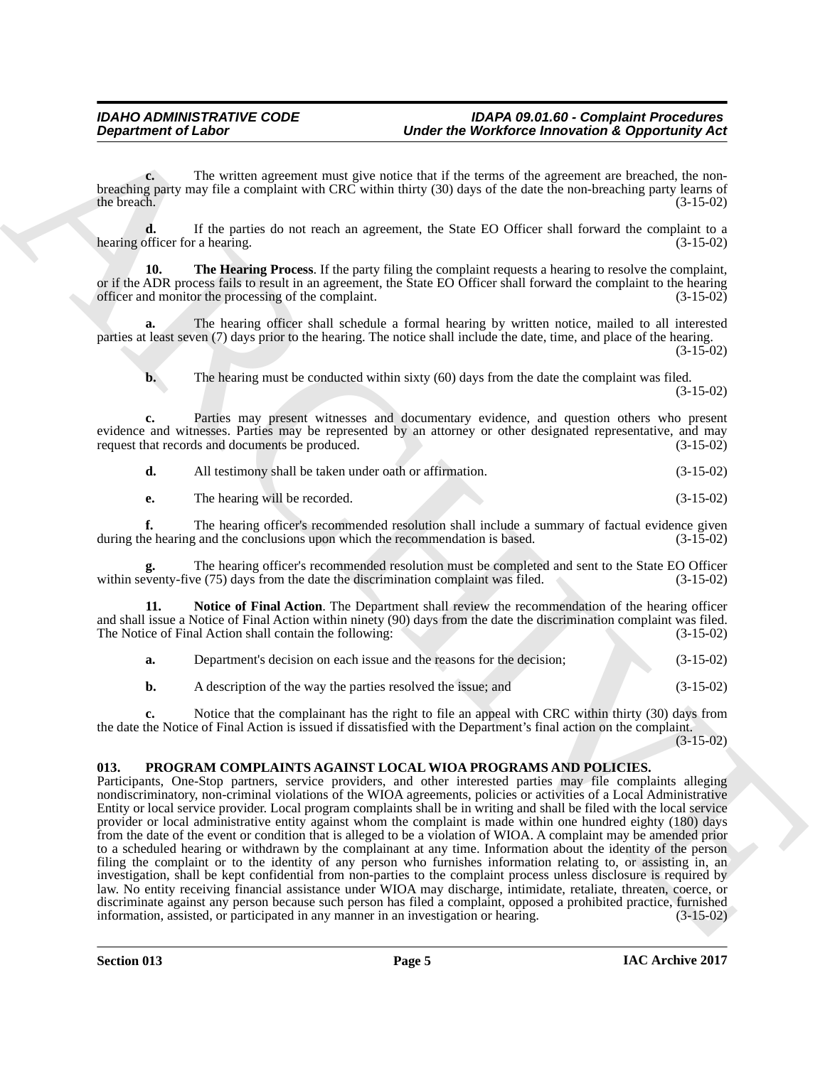**c.** The written agreement must give notice that if the terms of the agreement are breached, the non-breaching party may file a complaint with CRC within thirty (30) days of the date the non-breaching party learns of the breach. (3-15-02)

**d.** If the parties do not reach an agreement, the State EO Officer shall forward the complaint to a hearing officer for a hearing. (3-15-02)

**10. The Hearing Process**. If the party filing the complaint requests a hearing to resolve the complaint, or if the ADR process fails to result in an agreement, the State EO Officer shall forward the complaint to the hearing officer and monitor the processing of the complaint. (3-15-02)

**a.** The hearing officer shall schedule a formal hearing by written notice, mailed to all interested parties at least seven (7) days prior to the hearing. The notice shall include the date, time, and place of the hearing. (3-15-02)

**b.** The hearing must be conducted within sixty (60) days from the date the complaint was filed. (3-15-02)

**c.** Parties may present witnesses and documentary evidence, and question others who present evidence and witnesses. Parties may be represented by an attorney or other designated representative, and may request that records and documents be produced. (3-15-02)

**d.** All testimony shall be taken under oath or affirmation. (3-15-02)

**e.** The hearing will be recorded. (3-15-02)

**f.** The hearing officer's recommended resolution shall include a summary of factual evidence given during the hearing and the conclusions upon which the recommendation is based. (3-15-02)

**g.** The hearing officer's recommended resolution must be completed and sent to the State EO Officer within seventy-five (75) days from the date the discrimination complaint was filed. (3-15-02)

**11. Notice of Final Action**. The Department shall review the recommendation of the hearing officer and shall issue a Notice of Final Action within ninety (90) days from the date the discrimination complaint was filed. The Notice of Final Action shall contain the following: (3-15-02)

**a.** Department's decision on each issue and the reasons for the decision; (3-15-02)

**b.** A description of the way the parties resolved the issue; and (3-15-02)

**c.** Notice that the complainant has the right to file an appeal with CRC within thirty (30) days from the date the Notice of Final Action is issued if dissatisfied with the Department's final action on the complaint. (3-15-02)

## 013. PROGRAM COMPLAINTS AGAINST LOCAL WIOA PROGRAMS AND POLICIES.

Participants, One-Stop partners, service providers, and other interested parties may file complaints alleging nondiscriminatory, non-criminal violations of the WIOA agreements, policies or activities of a Local Administrative Entity or local service provider. Local program complaints shall be in writing and shall be filed with the local service provider or local administrative entity against whom the complaint is made within one hundred eighty (180) days from the date of the event or condition that is alleged to be a violation of WIOA. A complaint may be amended prior to a scheduled hearing or withdrawn by the complainant at any time. Information about the identity of the person filing the complaint or to the identity of any person who furnishes information relating to, or assisting in, an investigation, shall be kept confidential from non-parties to the complaint process unless disclosure is required by law. No entity receiving financial assistance under WIOA may discharge, intimidate, retaliate, threaten, coerce, or discriminate against any person because such person has filed a complaint, opposed a prohibited practice, furnished information, assisted, or participated in any manner in an investigation or hearing. (3-15-02)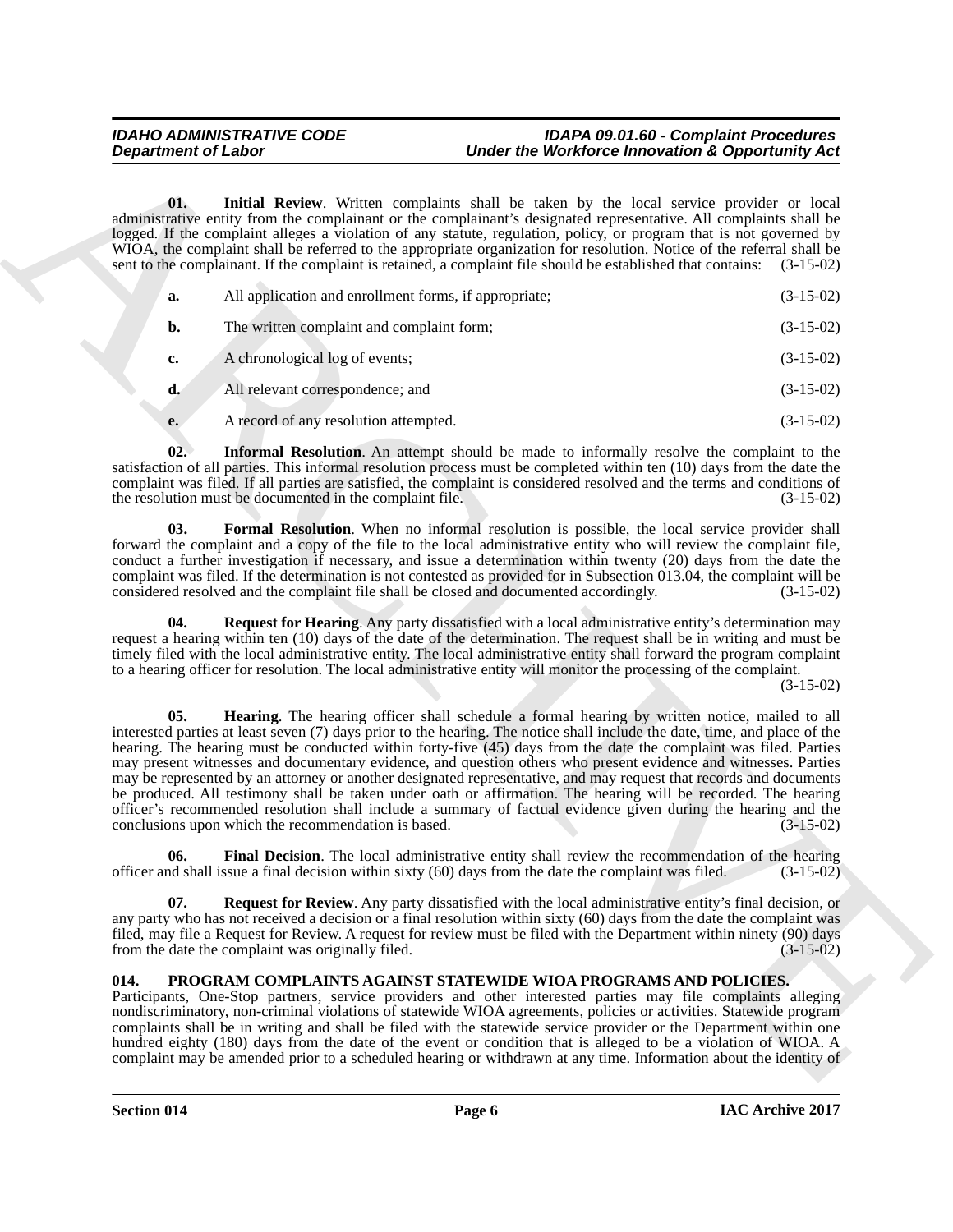**01. Initial Review**. Written complaints shall be taken by the local service provider or local administrative entity from the complainant or the complainant's designated representative. All complaints shall be logged. If the complaint alleges a violation of any statute, regulation, policy, or program that is not governed by WIOA, the complaint shall be referred to the appropriate organization for resolution. Notice of the referral shall be sent to the complainant. If the complaint is retained, a complaint file should be established that contains: (3-15-02)

**a.** All application and enrollment forms, if appropriate; (3-15-02)

**b.** The written complaint and complaint form; (3-15-02)

**c.** A chronological log of events; (3-15-02)

**d.** All relevant correspondence; and (3-15-02)

**e.** A record of any resolution attempted. (3-15-02)

**02. Informal Resolution**. An attempt should be made to informally resolve the complaint to the satisfaction of all parties. This informal resolution process must be completed within ten (10) days from the date the complaint was filed. If all parties are satisfied, the complaint is considered resolved and the terms and conditions of the resolution must be documented in the complaint file. (3-15-02)

**03. Formal Resolution**. When no informal resolution is possible, the local service provider shall forward the complaint and a copy of the file to the local administrative entity who will review the complaint file, conduct a further investigation if necessary, and issue a determination within twenty (20) days from the date the complaint was filed. If the determination is not contested as provided for in Subsection 013.04, the complaint will be considered resolved and the complaint file shall be closed and documented accordingly. (3-15-02)

**04. Request for Hearing**. Any party dissatisfied with a local administrative entity's determination may request a hearing within ten (10) days of the date of the determination. The request shall be in writing and must be timely filed with the local administrative entity. The local administrative entity shall forward the program complaint to a hearing officer for resolution. The local administrative entity will monitor the processing of the complaint. (3-15-02)

**05. Hearing**. The hearing officer shall schedule a formal hearing by written notice, mailed to all interested parties at least seven (7) days prior to the hearing. The notice shall include the date, time, and place of the hearing. The hearing must be conducted within forty-five (45) days from the date the complaint was filed. Parties may present witnesses and documentary evidence, and question others who present evidence and witnesses. Parties may be represented by an attorney or another designated representative, and may request that records and documents be produced. All testimony shall be taken under oath or affirmation. The hearing will be recorded. The hearing officer's recommended resolution shall include a summary of factual evidence given during the hearing and the conclusions upon which the recommendation is based. (3-15-02)

**06. Final Decision**. The local administrative entity shall review the recommendation of the hearing officer and shall issue a final decision within sixty (60) days from the date the complaint was filed. (3-15-02)

**07. Request for Review**. Any party dissatisfied with the local administrative entity's final decision, or any party who has not received a decision or a final resolution within sixty (60) days from the date the complaint was filed, may file a Request for Review. A request for review must be filed with the Department within ninety (90) days from the date the complaint was originally filed. (3-15-02)

### 014. PROGRAM COMPLAINTS AGAINST STATEWIDE WIOA PROGRAMS AND POLICIES.

Participants, One-Stop partners, service providers and other interested parties may file complaints alleging nondiscriminatory, non-criminal violations of statewide WIOA agreements, policies or activities. Statewide program complaints shall be in writing and shall be filed with the statewide service provider or the Department within one hundred eighty (180) days from the date of the event or condition that is alleged to be a violation of WIOA. A complaint may be amended prior to a scheduled hearing or withdrawn at any time. Information about the identity of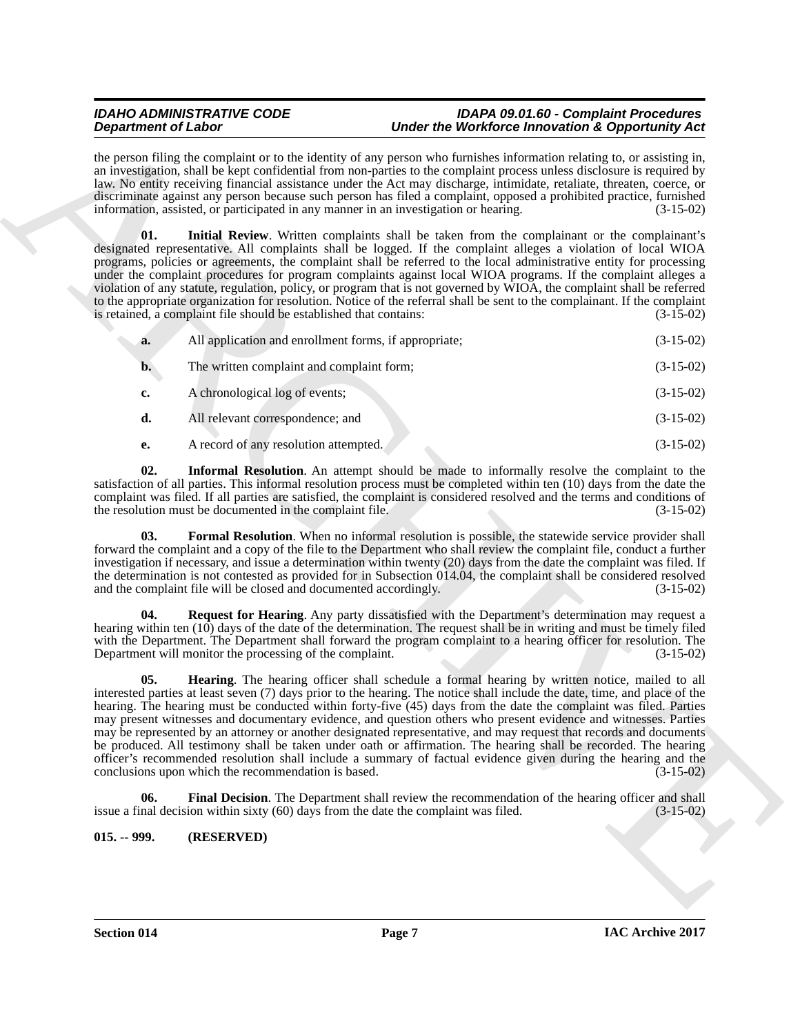the person filing the complaint or to the identity of any person who furnishes information relating to, or assisting in, an investigation, shall be kept confidential from non-parties to the complaint process unless disclosure is required by law. No entity receiving financial assistance under the Act may discharge, intimidate, retaliate, threaten, coerce, or discriminate against any person because such person has filed a complaint, opposed a prohibited practice, furnished information, assisted, or participated in any manner in an investigation or hearing. (3-15-02)

**01. Initial Review**. Written complaints shall be taken from the complainant or the complainant's designated representative. All complaints shall be logged. If the complaint alleges a violation of local WIOA programs, policies or agreements, the complaint shall be referred to the local administrative entity for processing under the complaint procedures for program complaints against local WIOA programs. If the complaint alleges a violation of any statute, regulation, policy, or program that is not governed by WIOA, the complaint shall be referred to the appropriate organization for resolution. Notice of the referral shall be sent to the complainant. If the complaint is retained, a complaint file should be established that contains: (3-15-02)

**a.** All application and enrollment forms, if appropriate; (3-15-02)

**b.** The written complaint and complaint form; (3-15-02)

**c.** A chronological log of events; (3-15-02)

**d.** All relevant correspondence; and (3-15-02)

**e.** A record of any resolution attempted. (3-15-02)

**02. Informal Resolution**. An attempt should be made to informally resolve the complaint to the satisfaction of all parties. This informal resolution process must be completed within ten (10) days from the date the complaint was filed. If all parties are satisfied, the complaint is considered resolved and the terms and conditions of the resolution must be documented in the complaint file. (3-15-02)

**03. Formal Resolution**. When no informal resolution is possible, the statewide service provider shall forward the complaint and a copy of the file to the Department who shall review the complaint file, conduct a further investigation if necessary, and issue a determination within twenty (20) days from the date the complaint was filed. If the determination is not contested as provided for in Subsection 014.04, the complaint shall be considered resolved and the complaint file will be closed and documented accordingly. (3-15-02)

**04. Request for Hearing**. Any party dissatisfied with the Department's determination may request a hearing within ten (10) days of the date of the determination. The request shall be in writing and must be timely filed with the Department. The Department shall forward the program complaint to a hearing officer for resolution. The Department will monitor the processing of the complaint. (3-15-02)

**05. Hearing**. The hearing officer shall schedule a formal hearing by written notice, mailed to all interested parties at least seven (7) days prior to the hearing. The notice shall include the date, time, and place of the hearing. The hearing must be conducted within forty-five (45) days from the date the complaint was filed. Parties may present witnesses and documentary evidence, and question others who present evidence and witnesses. Parties may be represented by an attorney or another designated representative, and may request that records and documents be produced. All testimony shall be taken under oath or affirmation. The hearing shall be recorded. The hearing officer's recommended resolution shall include a summary of factual evidence given during the hearing and the conclusions upon which the recommendation is based. (3-15-02)

**06. Final Decision**. The Department shall review the recommendation of the hearing officer and shall issue a final decision within sixty (60) days from the date the complaint was filed. (3-15-02)

## 015. -- 999. (RESERVED)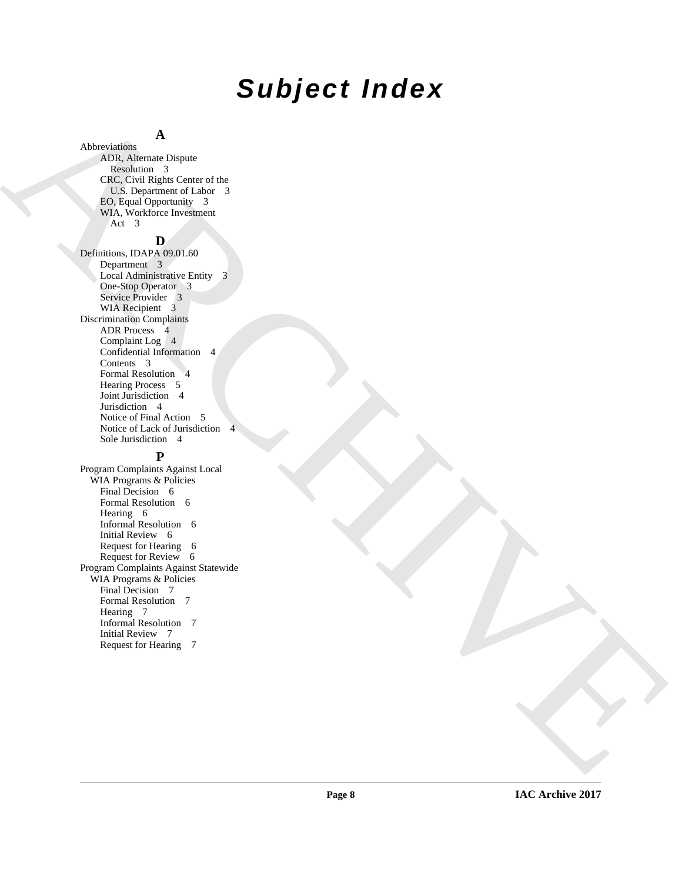# Subject Index

**A**

Abbreviations
- ADR, Alternate Dispute Resolution 3
- CRC, Civil Rights Center of the U.S. Department of Labor 3
- EO, Equal Opportunity 3
- WIA, Workforce Investment Act 3

**D**

Definitions, IDAPA 09.01.60
- Department 3
- Local Administrative Entity 3
- One-Stop Operator 3
- Service Provider 3
- WIA Recipient 3

Discrimination Complaints
- ADR Process 4
- Complaint Log 4
- Confidential Information 4
- Contents 3
- Formal Resolution 4
- Hearing Process 5
- Joint Jurisdiction 4
- Jurisdiction 4
- Notice of Final Action 5
- Notice of Lack of Jurisdiction 4
- Sole Jurisdiction 4

**P**

Program Complaints Against Local WIA Programs & Policies
- Final Decision 6
- Formal Resolution 6
- Hearing 6
- Informal Resolution 6
- Initial Review 6
- Request for Hearing 6
- Request for Review 6

Program Complaints Against Statewide WIA Programs & Policies
- Final Decision 7
- Formal Resolution 7
- Hearing 7
- Informal Resolution 7
- Initial Review 7
- Request for Hearing 7